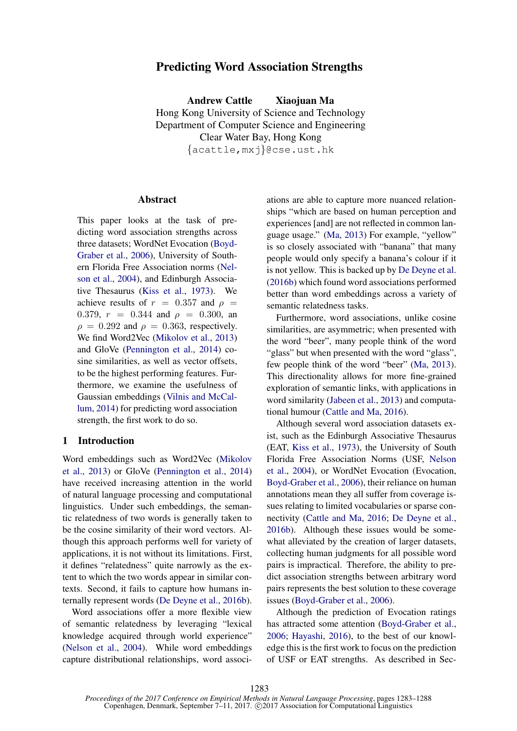# Predicting Word Association Strengths

**Andrew Cattle    Xiaojuan Ma**
Hong Kong University of Science and Technology
Department of Computer Science and Engineering
Clear Water Bay, Hong Kong
{acattle,mxj}@cse.ust.hk

## Abstract

This paper looks at the task of predicting word association strengths across three datasets; WordNet Evocation (Boyd-Graber et al., 2006), University of Southern Florida Free Association norms (Nelson et al., 2004), and Edinburgh Associative Thesaurus (Kiss et al., 1973). We achieve results of $r = 0.357$ and $\rho = 0.379$, $r = 0.344$ and $\rho = 0.300$, and $\rho = 0.292$ and $\rho = 0.363$, respectively. We find Word2Vec (Mikolov et al., 2013) and GloVe (Pennington et al., 2014) cosine similarities, as well as vector offsets, to be the highest performing features. Furthermore, we examine the usefulness of Gaussian embeddings (Vilnis and McCallum, 2014) for predicting word association strength, the first work to do so.

## 1 Introduction

Word embeddings such as Word2Vec (Mikolov et al., 2013) or GloVe (Pennington et al., 2014) have received increasing attention in the world of natural language processing and computational linguistics. Under such embeddings, the semantic relatedness of two words is generally taken to be the cosine similarity of their word vectors. Although this approach performs well for variety of applications, it is not without its limitations. First, it defines "relatedness" quite narrowly as the extent to which the two words appear in similar contexts. Second, it fails to capture how humans internally represent words (De Deyne et al., 2016b).

Word associations offer a more flexible view of semantic relatedness by leveraging "lexical knowledge acquired through world experience" (Nelson et al., 2004). While word embeddings capture distributional relationships, word associations are able to capture more nuanced relationships "which are based on human perception and experiences [and] are not reflected in common language usage." (Ma, 2013) For example, "yellow" is so closely associated with "banana" that many people would only specify a banana's colour if it is not yellow. This is backed up by De Deyne et al. (2016b) which found word associations performed better than word embeddings across a variety of semantic relatedness tasks.

Furthermore, word associations, unlike cosine similarities, are asymmetric; when presented with the word "beer", many people think of the word "glass" but when presented with the word "glass", few people think of the word "beer" (Ma, 2013). This directionality allows for more fine-grained exploration of semantic links, with applications in word similarity (Jabeen et al., 2013) and computational humour (Cattle and Ma, 2016).

Although several word association datasets exist, such as the Edinburgh Associative Thesaurus (EAT, Kiss et al., 1973), the University of South Florida Free Association Norms (USF, Nelson et al., 2004), or WordNet Evocation (Evocation, Boyd-Graber et al., 2006), their reliance on human annotations mean they all suffer from coverage issues relating to limited vocabularies or sparse connectivity (Cattle and Ma, 2016; De Deyne et al., 2016b). Although these issues would be somewhat alleviated by the creation of larger datasets, collecting human judgments for all possible word pairs is impractical. Therefore, the ability to predict association strengths between arbitrary word pairs represents the best solution to these coverage issues (Boyd-Graber et al., 2006).

Although the prediction of Evocation ratings has attracted some attention (Boyd-Graber et al., 2006; Hayashi, 2016), to the best of our knowledge this is the first work to focus on the prediction of USF or EAT strengths. As described in Sec-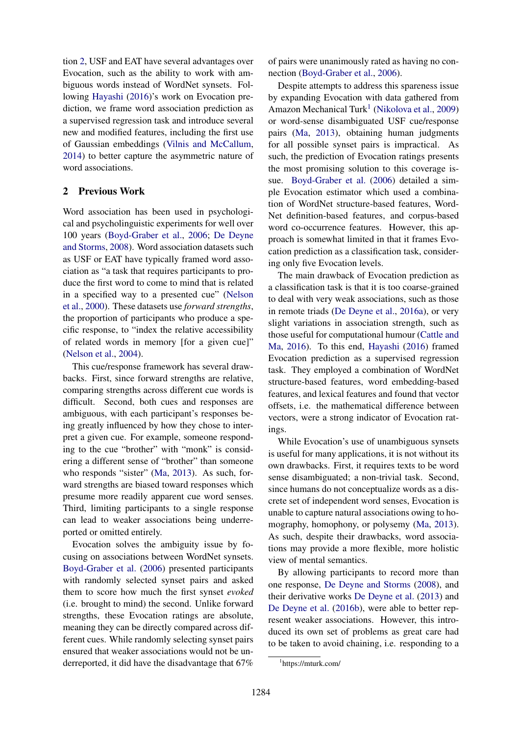tion 2, USF and EAT have several advantages over Evocation, such as the ability to work with ambiguous words instead of WordNet synsets. Following Hayashi (2016)'s work on Evocation prediction, we frame word association prediction as a supervised regression task and introduce several new and modified features, including the first use of Gaussian embeddings (Vilnis and McCallum, 2014) to better capture the asymmetric nature of word associations.

## 2 Previous Work

Word association has been used in psychological and psycholinguistic experiments for well over 100 years (Boyd-Graber et al., 2006; De Deyne and Storms, 2008). Word association datasets such as USF or EAT have typically framed word association as "a task that requires participants to produce the first word to come to mind that is related in a specified way to a presented cue" (Nelson et al., 2000). These datasets use *forward strengths*, the proportion of participants who produce a specific response, to "index the relative accessibility of related words in memory [for a given cue]" (Nelson et al., 2004).

This cue/response framework has several drawbacks. First, since forward strengths are relative, comparing strengths across different cue words is difficult. Second, both cues and responses are ambiguous, with each participant's responses being greatly influenced by how they chose to interpret a given cue. For example, someone responding to the cue "brother" with "monk" is considering a different sense of "brother" than someone who responds "sister" (Ma, 2013). As such, forward strengths are biased toward responses which presume more readily apparent cue word senses. Third, limiting participants to a single response can lead to weaker associations being underreported or omitted entirely.

Evocation solves the ambiguity issue by focusing on associations between WordNet synsets. Boyd-Graber et al. (2006) presented participants with randomly selected synset pairs and asked them to score how much the first synset *evoked* (i.e. brought to mind) the second. Unlike forward strengths, these Evocation ratings are absolute, meaning they can be directly compared across different cues. While randomly selecting synset pairs ensured that weaker associations would not be underreported, it did have the disadvantage that 67% of pairs were unanimously rated as having no connection (Boyd-Graber et al., 2006).

Despite attempts to address this spareness issue by expanding Evocation with data gathered from Amazon Mechanical Turk[1] (Nikolova et al., 2009) or word-sense disambiguated USF cue/response pairs (Ma, 2013), obtaining human judgments for all possible synset pairs is impractical. As such, the prediction of Evocation ratings presents the most promising solution to this coverage issue. Boyd-Graber et al. (2006) detailed a simple Evocation estimator which used a combination of WordNet structure-based features, WordNet definition-based features, and corpus-based word co-occurrence features. However, this approach is somewhat limited in that it frames Evocation prediction as a classification task, considering only five Evocation levels.

The main drawback of Evocation prediction as a classification task is that it is too coarse-grained to deal with very weak associations, such as those in remote triads (De Deyne et al., 2016a), or very slight variations in association strength, such as those useful for computational humour (Cattle and Ma, 2016). To this end, Hayashi (2016) framed Evocation prediction as a supervised regression task. They employed a combination of WordNet structure-based features, word embedding-based features, and lexical features and found that vector offsets, i.e. the mathematical difference between vectors, were a strong indicator of Evocation ratings.

While Evocation's use of unambiguous synsets is useful for many applications, it is not without its own drawbacks. First, it requires texts to be word sense disambiguated; a non-trivial task. Second, since humans do not conceptualize words as a discrete set of independent word senses, Evocation is unable to capture natural associations owing to homography, homophony, or polysemy (Ma, 2013). As such, despite their drawbacks, word associations may provide a more flexible, more holistic view of mental semantics.

By allowing participants to record more than one response, De Deyne and Storms (2008), and their derivative works De Deyne et al. (2013) and De Deyne et al. (2016b), were able to better represent weaker associations. However, this introduced its own set of problems as great care had to be taken to avoid chaining, i.e. responding to a

[1] https://mturk.com/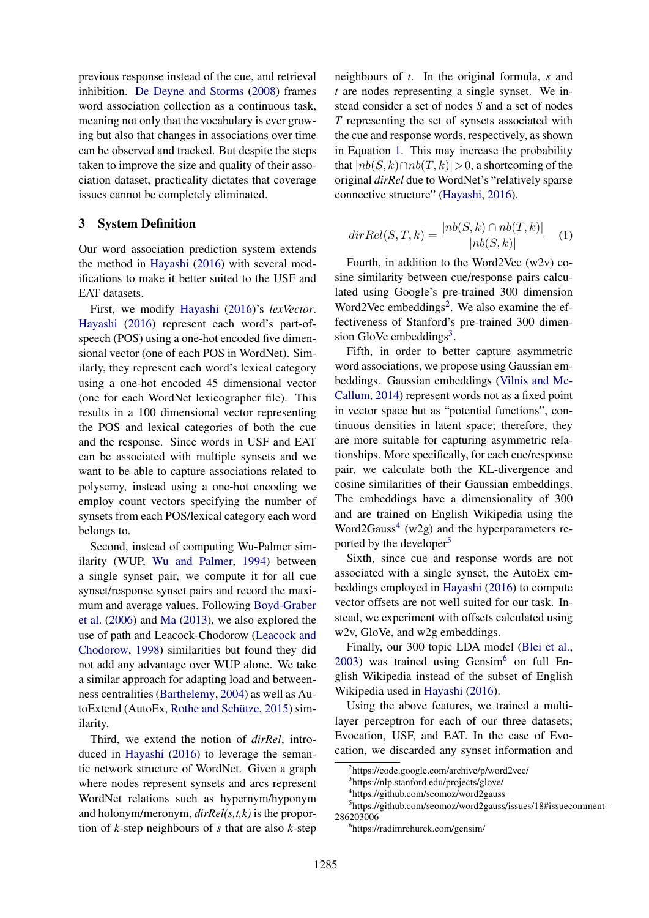previous response instead of the cue, and retrieval inhibition. De Deyne and Storms (2008) frames word association collection as a continuous task, meaning not only that the vocabulary is ever growing but also that changes in associations over time can be observed and tracked. But despite the steps taken to improve the size and quality of their association dataset, practicality dictates that coverage issues cannot be completely eliminated.

## 3 System Definition

Our word association prediction system extends the method in Hayashi (2016) with several modifications to make it better suited to the USF and EAT datasets.

First, we modify Hayashi (2016)'s *lexVector*. Hayashi (2016) represent each word's part-of-speech (POS) using a one-hot encoded five dimensional vector (one of each POS in WordNet). Similarly, they represent each word's lexical category using a one-hot encoded 45 dimensional vector (one for each WordNet lexicographer file). This results in a 100 dimensional vector representing the POS and lexical categories of both the cue and the response. Since words in USF and EAT can be associated with multiple synsets and we want to be able to capture associations related to polysemy, instead using a one-hot encoding we employ count vectors specifying the number of synsets from each POS/lexical category each word belongs to.

Second, instead of computing Wu-Palmer similarity (WUP, Wu and Palmer, 1994) between a single synset pair, we compute it for all cue synset/response synset pairs and record the maximum and average values. Following Boyd-Graber et al. (2006) and Ma (2013), we also explored the use of path and Leacock-Chodorow (Leacock and Chodorow, 1998) similarities but found they did not add any advantage over WUP alone. We take a similar approach for adapting load and betweenness centralities (Barthelemy, 2004) as well as AutoExtend (AutoEx, Rothe and Schütze, 2015) similarity.

Third, we extend the notion of *dirRel*, introduced in Hayashi (2016) to leverage the semantic network structure of WordNet. Given a graph where nodes represent synsets and arcs represent WordNet relations such as hypernym/hyponym and holonym/meronym, *dirRel(s,t,k)* is the proportion of $k$-step neighbours of $s$ that are also $k$-step neighbours of $t$. In the original formula, $s$ and $t$ are nodes representing a single synset. We instead consider a set of nodes $S$ and a set of nodes $T$ representing the set of synsets associated with the cue and response words, respectively, as shown in Equation 1. This may increase the probability that $|nb(S,k) \cap nb(T,k)| > 0$, a shortcoming of the original *dirRel* due to WordNet's "relatively sparse connective structure" (Hayashi, 2016).

$$dirRel(S,T,k) = \frac{|nb(S,k) \cap nb(T,k)|}{|nb(S,k)|} \quad (1)$$

Fourth, in addition to the Word2Vec (w2v) cosine similarity between cue/response pairs calculated using Google's pre-trained 300 dimension Word2Vec embeddings[2]. We also examine the effectiveness of Stanford's pre-trained 300 dimension GloVe embeddings[3].

Fifth, in order to better capture asymmetric word associations, we propose using Gaussian embeddings. Gaussian embeddings (Vilnis and McCallum, 2014) represent words not as a fixed point in vector space but as "potential functions", continuous densities in latent space; therefore, they are more suitable for capturing asymmetric relationships. More specifically, for each cue/response pair, we calculate both the KL-divergence and cosine similarities of their Gaussian embeddings. The embeddings have a dimensionality of 300 and are trained on English Wikipedia using the Word2Gauss[4] (w2g) and the hyperparameters reported by the developer[5]

Sixth, since cue and response words are not associated with a single synset, the AutoEx embeddings employed in Hayashi (2016) to compute vector offsets are not well suited for our task. Instead, we experiment with offsets calculated using w2v, GloVe, and w2g embeddings.

Finally, our 300 topic LDA model (Blei et al., 2003) was trained using Gensim[6] on full English Wikipedia instead of the subset of English Wikipedia used in Hayashi (2016).

Using the above features, we trained a multi-layer perceptron for each of our three datasets; Evocation, USF, and EAT. In the case of Evocation, we discarded any synset information and

---

[2] https://code.google.com/archive/p/word2vec/

[3] https://nlp.stanford.edu/projects/glove/

[4] https://github.com/seomoz/word2gauss

[5] https://github.com/seomoz/word2gauss/issues/18#issuecomment-286203006

[6] https://radimrehurek.com/gensim/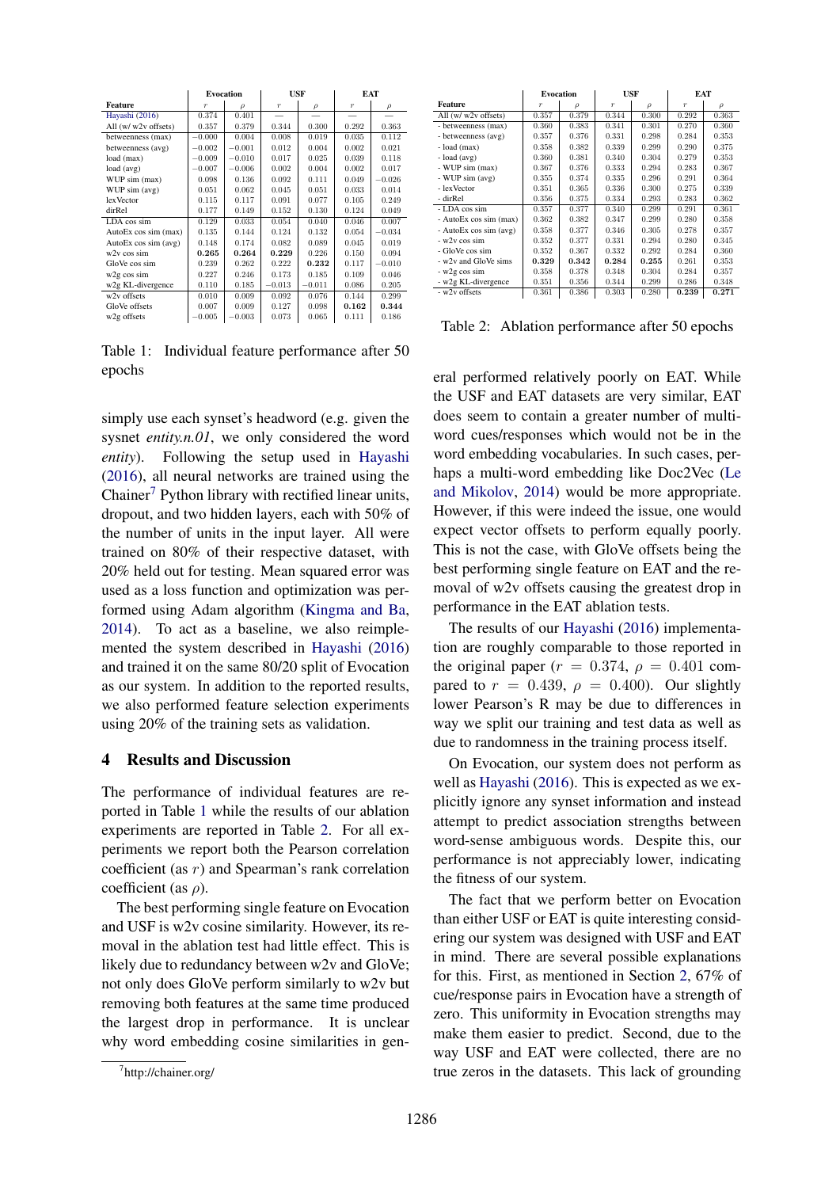| Feature | Evocation | | USF | | EAT | |
|---|---|---|---|---|---|---|
| | $r$ | $\rho$ | $r$ | $\rho$ | $r$ | $\rho$ |
| Hayashi (2016) | 0.374 | 0.401 | — | — | — | — |
| All (w/ w2v offsets) | 0.357 | 0.379 | 0.344 | 0.300 | 0.292 | 0.363 |
| betweenness (max) | $-0.000$ | 0.004 | 0.008 | 0.019 | 0.035 | 0.112 |
| betweenness (avg) | $-0.002$ | $-0.001$ | 0.012 | 0.004 | 0.002 | 0.021 |
| load (max) | $-0.009$ | $-0.010$ | 0.017 | 0.025 | 0.039 | 0.118 |
| load (avg) | $-0.007$ | $-0.006$ | 0.002 | 0.004 | 0.002 | 0.017 |
| WUP sim (max) | 0.098 | 0.136 | 0.092 | 0.111 | 0.049 | $-0.026$ |
| WUP sim (avg) | 0.051 | 0.062 | 0.045 | 0.051 | 0.033 | 0.014 |
| lexVector | 0.115 | 0.117 | 0.091 | 0.077 | 0.105 | 0.249 |
| dirRel | 0.177 | 0.149 | 0.152 | 0.130 | 0.124 | 0.049 |
| LDA cos sim | 0.129 | 0.033 | 0.054 | 0.040 | 0.046 | 0.007 |
| AutoEx cos sim (max) | 0.135 | 0.144 | 0.124 | 0.132 | 0.054 | $-0.034$ |
| AutoEx cos sim (avg) | 0.148 | 0.174 | 0.082 | 0.089 | 0.045 | 0.019 |
| w2v cos sim | **0.265** | **0.264** | **0.229** | 0.226 | 0.150 | 0.094 |
| GloVe cos sim | 0.239 | 0.262 | 0.222 | **0.232** | 0.117 | $-0.010$ |
| w2g cos sim | 0.227 | 0.246 | 0.173 | 0.185 | 0.109 | 0.046 |
| w2g KL-divergence | 0.110 | 0.185 | $-0.013$ | $-0.011$ | 0.086 | 0.205 |
| w2v offsets | 0.010 | 0.009 | 0.092 | 0.076 | 0.144 | 0.299 |
| GloVe offsets | 0.007 | 0.009 | 0.127 | 0.098 | **0.162** | **0.344** |
| w2g offsets | $-0.005$ | $-0.003$ | 0.073 | 0.065 | 0.111 | 0.186 |

Table 1: Individual feature performance after 50 epochs

simply use each synset's headword (e.g. given the synset *entity.n.01*, we only considered the word *entity*). Following the setup used in Hayashi (2016), all neural networks are trained using the Chainer[7] Python library with rectified linear units, dropout, and two hidden layers, each with 50% of the number of units in the input layer. All were trained on 80% of their respective dataset, with 20% held out for testing. Mean squared error was used as a loss function and optimization was performed using Adam algorithm (Kingma and Ba, 2014). To act as a baseline, we also reimplemented the system described in Hayashi (2016) and trained it on the same 80/20 split of Evocation as our system. In addition to the reported results, we also performed feature selection experiments using 20% of the training sets as validation.

## 4 Results and Discussion

The performance of individual features are reported in Table 1 while the results of our ablation experiments are reported in Table 2. For all experiments we report both the Pearson correlation coefficient (as $r$) and Spearman's rank correlation coefficient (as $\rho$).

The best performing single feature on Evocation and USF is w2v cosine similarity. However, its removal in the ablation test had little effect. This is likely due to redundancy between w2v and GloVe; not only does GloVe perform similarly to w2v but removing both features at the same time produced the largest drop in performance. It is unclear why word embedding cosine similarities in general performed relatively poorly on EAT. While the USF and EAT datasets are very similar, EAT does seem to contain a greater number of multi-word cues/responses which would not be in the word embedding vocabularies. In such cases, perhaps a multi-word embedding like Doc2Vec (Le and Mikolov, 2014) would be more appropriate. However, if this were indeed the issue, one would expect vector offsets to perform equally poorly. This is not the case, with GloVe offsets being the best performing single feature on EAT and the removal of w2v offsets causing the greatest drop in performance in the EAT ablation tests.

[7] http://chainer.org/

| Feature | Evocation | | USF | | EAT | |
|---|---|---|---|---|---|---|
| | $r$ | $\rho$ | $r$ | $\rho$ | $r$ | $\rho$ |
| All (w/ w2v offsets) | 0.357 | 0.379 | 0.344 | 0.300 | 0.292 | 0.363 |
| - betweenness (max) | 0.360 | 0.383 | 0.341 | 0.301 | 0.270 | 0.360 |
| - betweenness (avg) | 0.357 | 0.376 | 0.331 | 0.298 | 0.284 | 0.353 |
| - load (max) | 0.358 | 0.382 | 0.339 | 0.299 | 0.290 | 0.375 |
| - load (avg) | 0.360 | 0.381 | 0.340 | 0.304 | 0.279 | 0.353 |
| - WUP sim (max) | 0.367 | 0.376 | 0.333 | 0.294 | 0.283 | 0.367 |
| - WUP sim (avg) | 0.355 | 0.374 | 0.335 | 0.296 | 0.291 | 0.364 |
| - lexVector | 0.351 | 0.365 | 0.336 | 0.300 | 0.275 | 0.339 |
| - dirRel | 0.356 | 0.375 | 0.334 | 0.293 | 0.283 | 0.362 |
| - LDA cos sim | 0.357 | 0.377 | 0.340 | 0.299 | 0.291 | 0.361 |
| - AutoEx cos sim (max) | 0.362 | 0.382 | 0.347 | 0.299 | 0.280 | 0.358 |
| - AutoEx cos sim (avg) | 0.358 | 0.377 | 0.346 | 0.305 | 0.278 | 0.357 |
| - w2v cos sim | 0.352 | 0.377 | 0.331 | 0.294 | 0.280 | 0.345 |
| - GloVe cos sim | 0.352 | 0.367 | 0.332 | 0.292 | 0.284 | 0.360 |
| - w2v and GloVe sims | **0.329** | **0.342** | **0.284** | **0.255** | 0.261 | 0.353 |
| - w2g cos sim | 0.358 | 0.378 | 0.348 | 0.304 | 0.284 | 0.357 |
| - w2g KL-divergence | 0.351 | 0.356 | 0.344 | 0.299 | 0.286 | 0.348 |
| - w2v offsets | 0.361 | 0.386 | 0.303 | 0.280 | **0.239** | **0.271** |

Table 2: Ablation performance after 50 epochs

The results of our Hayashi (2016) implementation are roughly comparable to those reported in the original paper ($r = 0.374$, $\rho = 0.401$ compared to $r = 0.439$, $\rho = 0.400$). Our slightly lower Pearson's R may be due to differences in way we split our training and test data as well as due to randomness in the training process itself.

On Evocation, our system does not perform as well as Hayashi (2016). This is expected as we explicitly ignore any synset information and instead attempt to predict association strengths between word-sense ambiguous words. Despite this, our performance is not appreciably lower, indicating the fitness of our system.

The fact that we perform better on Evocation than either USF or EAT is quite interesting considering our system was designed with USF and EAT in mind. There are several possible explanations for this. First, as mentioned in Section 2, 67% of cue/response pairs in Evocation have a strength of zero. This uniformity in Evocation strengths may make them easier to predict. Second, due to the way USF and EAT were collected, there are no true zeros in the datasets. This lack of grounding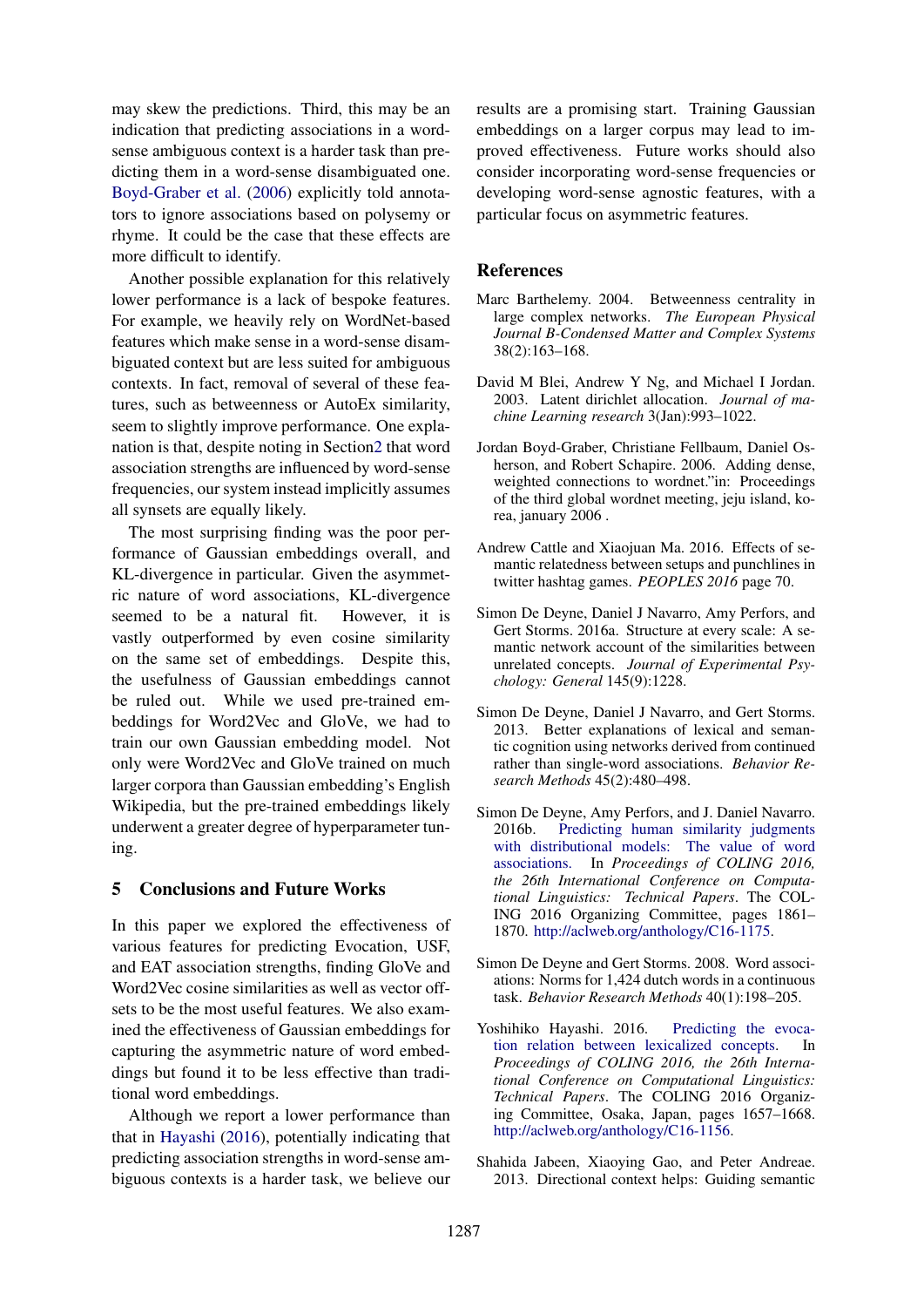may skew the predictions. Third, this may be an indication that predicting associations in a word-sense ambiguous context is a harder task than predicting them in a word-sense disambiguated one. Boyd-Graber et al. (2006) explicitly told annotators to ignore associations based on polysemy or rhyme. It could be the case that these effects are more difficult to identify.

Another possible explanation for this relatively lower performance is a lack of bespoke features. For example, we heavily rely on WordNet-based features which make sense in a word-sense disambiguated context but are less suited for ambiguous contexts. In fact, removal of several of these features, such as betweenness or AutoEx similarity, seem to slightly improve performance. One explanation is that, despite noting in Section2 that word association strengths are influenced by word-sense frequencies, our system instead implicitly assumes all synsets are equally likely.

The most surprising finding was the poor performance of Gaussian embeddings overall, and KL-divergence in particular. Given the asymmetric nature of word associations, KL-divergence seemed to be a natural fit. However, it is vastly outperformed by even cosine similarity on the same set of embeddings. Despite this, the usefulness of Gaussian embeddings cannot be ruled out. While we used pre-trained embeddings for Word2Vec and GloVe, we had to train our own Gaussian embedding model. Not only were Word2Vec and GloVe trained on much larger corpora than Gaussian embedding's English Wikipedia, but the pre-trained embeddings likely underwent a greater degree of hyperparameter tuning.

## 5 Conclusions and Future Works

In this paper we explored the effectiveness of various features for predicting Evocation, USF, and EAT association strengths, finding GloVe and Word2Vec cosine similarities as well as vector offsets to be the most useful features. We also examined the effectiveness of Gaussian embeddings for capturing the asymmetric nature of word embeddings but found it to be less effective than traditional word embeddings.

Although we report a lower performance than that in Hayashi (2016), potentially indicating that predicting association strengths in word-sense ambiguous contexts is a harder task, we believe our results are a promising start. Training Gaussian embeddings on a larger corpus may lead to improved effectiveness. Future works should also consider incorporating word-sense frequencies or developing word-sense agnostic features, with a particular focus on asymmetric features.

## References

Marc Barthelemy. 2004. Betweenness centrality in large complex networks. *The European Physical Journal B-Condensed Matter and Complex Systems* 38(2):163–168.

David M Blei, Andrew Y Ng, and Michael I Jordan. 2003. Latent dirichlet allocation. *Journal of machine Learning research* 3(Jan):993–1022.

Jordan Boyd-Graber, Christiane Fellbaum, Daniel Osherson, and Robert Schapire. 2006. Adding dense, weighted connections to wordnet."in: Proceedings of the third global wordnet meeting, jeju island, korea, january 2006 .

Andrew Cattle and Xiaojuan Ma. 2016. Effects of semantic relatedness between setups and punchlines in twitter hashtag games. *PEOPLES 2016* page 70.

Simon De Deyne, Daniel J Navarro, Amy Perfors, and Gert Storms. 2016a. Structure at every scale: A semantic network account of the similarities between unrelated concepts. *Journal of Experimental Psychology: General* 145(9):1228.

Simon De Deyne, Daniel J Navarro, and Gert Storms. 2013. Better explanations of lexical and semantic cognition using networks derived from continued rather than single-word associations. *Behavior Research Methods* 45(2):480–498.

Simon De Deyne, Amy Perfors, and J. Daniel Navarro. 2016b. Predicting human similarity judgments with distributional models: The value of word associations. In *Proceedings of COLING 2016, the 26th International Conference on Computational Linguistics: Technical Papers*. The COLING 2016 Organizing Committee, pages 1861–1870. http://aclweb.org/anthology/C16-1175.

Simon De Deyne and Gert Storms. 2008. Word associations: Norms for 1,424 dutch words in a continuous task. *Behavior Research Methods* 40(1):198–205.

Yoshihiko Hayashi. 2016. Predicting the evocation relation between lexicalized concepts. In *Proceedings of COLING 2016, the 26th International Conference on Computational Linguistics: Technical Papers*. The COLING 2016 Organizing Committee, Osaka, Japan, pages 1657–1668. http://aclweb.org/anthology/C16-1156.

Shahida Jabeen, Xiaoying Gao, and Peter Andreae. 2013. Directional context helps: Guiding semantic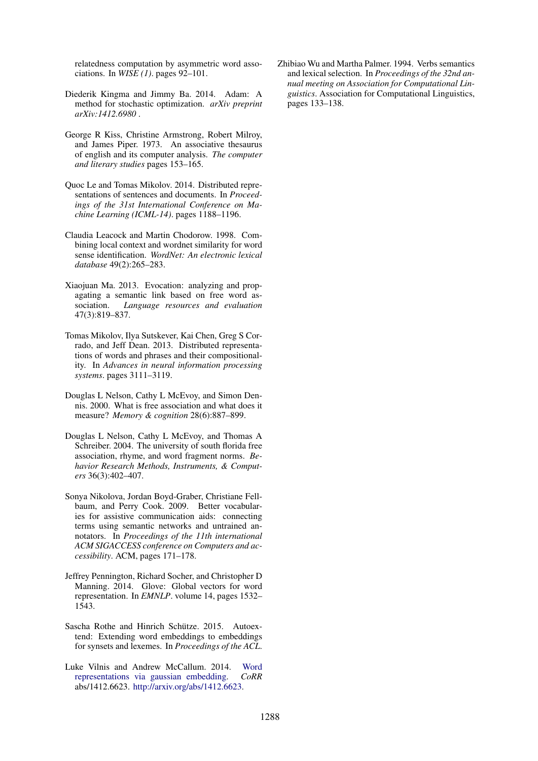relatedness computation by asymmetric word associations. In *WISE (1)*. pages 92–101.

Diederik Kingma and Jimmy Ba. 2014. Adam: A method for stochastic optimization. *arXiv preprint arXiv:1412.6980* .

George R Kiss, Christine Armstrong, Robert Milroy, and James Piper. 1973. An associative thesaurus of english and its computer analysis. *The computer and literary studies* pages 153–165.

Quoc Le and Tomas Mikolov. 2014. Distributed representations of sentences and documents. In *Proceedings of the 31st International Conference on Machine Learning (ICML-14)*. pages 1188–1196.

Claudia Leacock and Martin Chodorow. 1998. Combining local context and wordnet similarity for word sense identification. *WordNet: An electronic lexical database* 49(2):265–283.

Xiaojuan Ma. 2013. Evocation: analyzing and propagating a semantic link based on free word association. *Language resources and evaluation* 47(3):819–837.

Tomas Mikolov, Ilya Sutskever, Kai Chen, Greg S Corrado, and Jeff Dean. 2013. Distributed representations of words and phrases and their compositionality. In *Advances in neural information processing systems*. pages 3111–3119.

Douglas L Nelson, Cathy L McEvoy, and Simon Dennis. 2000. What is free association and what does it measure? *Memory & cognition* 28(6):887–899.

Douglas L Nelson, Cathy L McEvoy, and Thomas A Schreiber. 2004. The university of south florida free association, rhyme, and word fragment norms. *Behavior Research Methods, Instruments, & Computers* 36(3):402–407.

Sonya Nikolova, Jordan Boyd-Graber, Christiane Fellbaum, and Perry Cook. 2009. Better vocabularies for assistive communication aids: connecting terms using semantic networks and untrained annotators. In *Proceedings of the 11th international ACM SIGACCESS conference on Computers and accessibility*. ACM, pages 171–178.

Jeffrey Pennington, Richard Socher, and Christopher D Manning. 2014. Glove: Global vectors for word representation. In *EMNLP*. volume 14, pages 1532–1543.

Sascha Rothe and Hinrich Schütze. 2015. Autoextend: Extending word embeddings to embeddings for synsets and lexemes. In *Proceedings of the ACL*.

Luke Vilnis and Andrew McCallum. 2014. Word representations via gaussian embedding. *CoRR* abs/1412.6623. http://arxiv.org/abs/1412.6623.

Zhibiao Wu and Martha Palmer. 1994. Verbs semantics and lexical selection. In *Proceedings of the 32nd annual meeting on Association for Computational Linguistics*. Association for Computational Linguistics, pages 133–138.